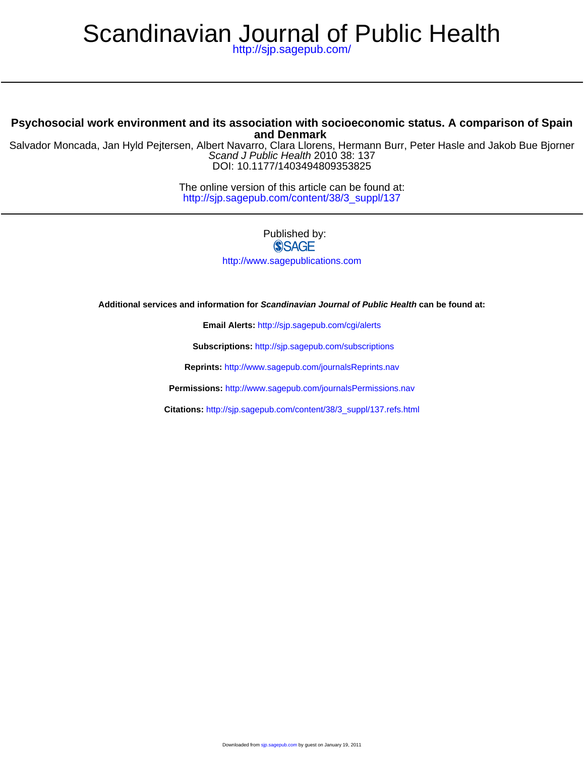# Scandinavian Journal of Public Health

http://sjp.sagepub.com/

## Psychosocial work environment and its association with socioeconomic status. A comparison of Spain and Denmark

Salvador Moncada, Jan Hyld Pejtersen, Albert Navarro, Clara Llorens, Hermann Burr, Peter Hasle and Jakob Bue Bjorner

*Scand J Public Health* 2010 38: 137

DOI: 10.1177/1403494809353825

The online version of this article can be found at:
http://sjp.sagepub.com/content/38/3_suppl/137

Published by:

SAGE

http://www.sagepublications.com

**Additional services and information for *Scandinavian Journal of Public Health* can be found at:**

**Email Alerts:** http://sjp.sagepub.com/cgi/alerts

**Subscriptions:** http://sjp.sagepub.com/subscriptions

**Reprints:** http://www.sagepub.com/journalsReprints.nav

**Permissions:** http://www.sagepub.com/journalsPermissions.nav

**Citations:** http://sjp.sagepub.com/content/38/3_suppl/137.refs.html

Downloaded from sjp.sagepub.com by guest on January 19, 2011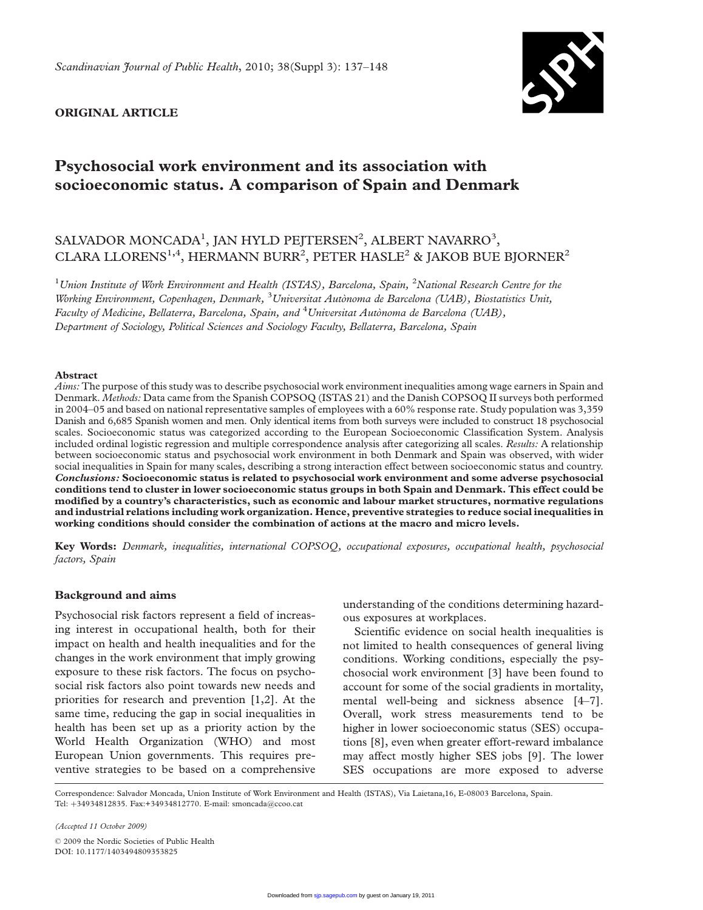*Scandinavian Journal of Public Health*, 2010; 38(Suppl 3): 137–148

**ORIGINAL ARTICLE**

# Psychosocial work environment and its association with socioeconomic status. A comparison of Spain and Denmark

SALVADOR MONCADA[1], JAN HYLD PEJTERSEN[2], ALBERT NAVARRO[3], CLARA LLORENS[1,4], HERMANN BURR[2], PETER HASLE[2] & JAKOB BUE BJORNER[2]

[1]*Union Institute of Work Environment and Health (ISTAS), Barcelona, Spain,* [2]*National Research Centre for the Working Environment, Copenhagen, Denmark,* [3]*Universitat Autònoma de Barcelona (UAB), Biostatistics Unit, Faculty of Medicine, Bellaterra, Barcelona, Spain, and* [4]*Universitat Autònoma de Barcelona (UAB), Department of Sociology, Political Sciences and Sociology Faculty, Bellaterra, Barcelona, Spain*

## Abstract

*Aims:* The purpose of this study was to describe psychosocial work environment inequalities among wage earners in Spain and Denmark. *Methods:* Data came from the Spanish COPSOQ (ISTAS 21) and the Danish COPSOQ II surveys both performed in 2004–05 and based on national representative samples of employees with a 60% response rate. Study population was 3,359 Danish and 6,685 Spanish women and men. Only identical items from both surveys were included to construct 18 psychosocial scales. Socioeconomic status was categorized according to the European Socioeconomic Classification System. Analysis included ordinal logistic regression and multiple correspondence analysis after categorizing all scales. *Results:* A relationship between socioeconomic status and psychosocial work environment in both Denmark and Spain was observed, with wider social inequalities in Spain for many scales, describing a strong interaction effect between socioeconomic status and country. ***Conclusions:* Socioeconomic status is related to psychosocial work environment and some adverse psychosocial conditions tend to cluster in lower socioeconomic status groups in both Spain and Denmark. This effect could be modified by a country's characteristics, such as economic and labour market structures, normative regulations and industrial relations including work organization. Hence, preventive strategies to reduce social inequalities in working conditions should consider the combination of actions at the macro and micro levels.**

**Key Words:** *Denmark, inequalities, international COPSOQ, occupational exposures, occupational health, psychosocial factors, Spain*

## Background and aims

Psychosocial risk factors represent a field of increasing interest in occupational health, both for their impact on health and health inequalities and for the changes in the work environment that imply growing exposure to these risk factors. The focus on psychosocial risk factors also point towards new needs and priorities for research and prevention [1,2]. At the same time, reducing the gap in social inequalities in health has been set up as a priority action by the World Health Organization (WHO) and most European Union governments. This requires preventive strategies to be based on a comprehensive understanding of the conditions determining hazardous exposures at workplaces.

Scientific evidence on social health inequalities is not limited to health consequences of general living conditions. Working conditions, especially the psychosocial work environment [3] have been found to account for some of the social gradients in mortality, mental well-being and sickness absence [4–7]. Overall, work stress measurements tend to be higher in lower socioeconomic status (SES) occupations [8], even when greater effort-reward imbalance may affect mostly higher SES jobs [9]. The lower SES occupations are more exposed to adverse

Correspondence: Salvador Moncada, Union Institute of Work Environment and Health (ISTAS), Via Laietana,16, E-08003 Barcelona, Spain. Tel: +34934812835. Fax:+34934812770. E-mail: smoncada@ccoo.cat

*(Accepted 11 October 2009)*

© 2009 the Nordic Societies of Public Health
DOI: 10.1177/1403494809353825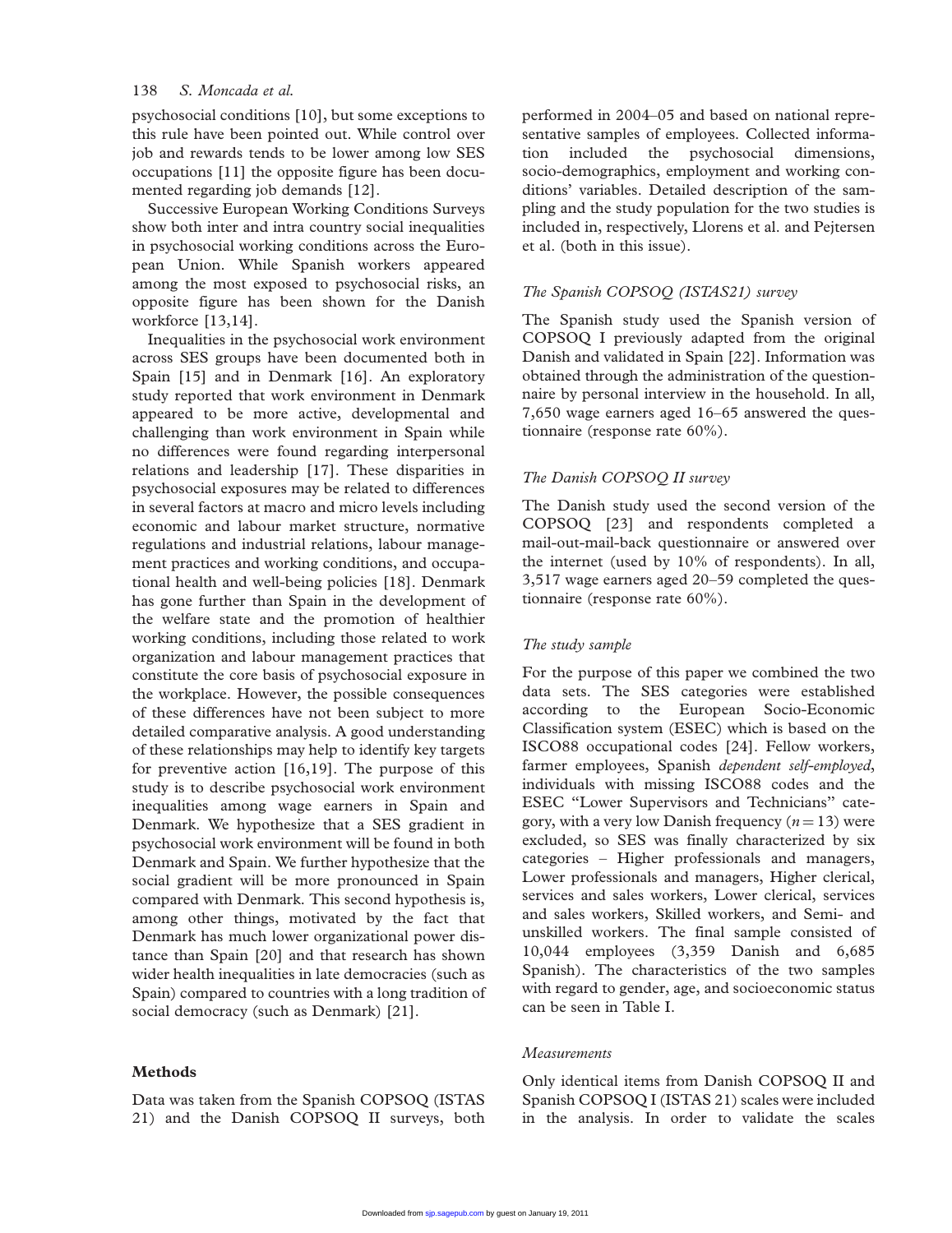psychosocial conditions [10], but some exceptions to this rule have been pointed out. While control over job and rewards tends to be lower among low SES occupations [11] the opposite figure has been documented regarding job demands [12].

Successive European Working Conditions Surveys show both inter and intra country social inequalities in psychosocial working conditions across the European Union. While Spanish workers appeared among the most exposed to psychosocial risks, an opposite figure has been shown for the Danish workforce [13,14].

Inequalities in the psychosocial work environment across SES groups have been documented both in Spain [15] and in Denmark [16]. An exploratory study reported that work environment in Denmark appeared to be more active, developmental and challenging than work environment in Spain while no differences were found regarding interpersonal relations and leadership [17]. These disparities in psychosocial exposures may be related to differences in several factors at macro and micro levels including economic and labour market structure, normative regulations and industrial relations, labour management practices and working conditions, and occupational health and well-being policies [18]. Denmark has gone further than Spain in the development of the welfare state and the promotion of healthier working conditions, including those related to work organization and labour management practices that constitute the core basis of psychosocial exposure in the workplace. However, the possible consequences of these differences have not been subject to more detailed comparative analysis. A good understanding of these relationships may help to identify key targets for preventive action [16,19]. The purpose of this study is to describe psychosocial work environment inequalities among wage earners in Spain and Denmark. We hypothesize that a SES gradient in psychosocial work environment will be found in both Denmark and Spain. We further hypothesize that the social gradient will be more pronounced in Spain compared with Denmark. This second hypothesis is, among other things, motivated by the fact that Denmark has much lower organizational power distance than Spain [20] and that research has shown wider health inequalities in late democracies (such as Spain) compared to countries with a long tradition of social democracy (such as Denmark) [21].

## Methods

Data was taken from the Spanish COPSOQ (ISTAS 21) and the Danish COPSOQ II surveys, both performed in 2004–05 and based on national representative samples of employees. Collected information included the psychosocial dimensions, socio-demographics, employment and working conditions' variables. Detailed description of the sampling and the study population for the two studies is included in, respectively, Llorens et al. and Pejtersen et al. (both in this issue).

### *The Spanish COPSOQ (ISTAS21) survey*

The Spanish study used the Spanish version of COPSOQ I previously adapted from the original Danish and validated in Spain [22]. Information was obtained through the administration of the questionnaire by personal interview in the household. In all, 7,650 wage earners aged 16–65 answered the questionnaire (response rate 60%).

### *The Danish COPSOQ II survey*

The Danish study used the second version of the COPSOQ [23] and respondents completed a mail-out-mail-back questionnaire or answered over the internet (used by 10% of respondents). In all, 3,517 wage earners aged 20–59 completed the questionnaire (response rate 60%).

### *The study sample*

For the purpose of this paper we combined the two data sets. The SES categories were established according to the European Socio-Economic Classification system (ESEC) which is based on the ISCO88 occupational codes [24]. Fellow workers, farmer employees, Spanish *dependent self-employed*, individuals with missing ISCO88 codes and the ESEC "Lower Supervisors and Technicians" category, with a very low Danish frequency ($n = 13$) were excluded, so SES was finally characterized by six categories – Higher professionals and managers, Lower professionals and managers, Higher clerical, services and sales workers, Lower clerical, services and sales workers, Skilled workers, and Semi- and unskilled workers. The final sample consisted of 10,044 employees (3,359 Danish and 6,685 Spanish). The characteristics of the two samples with regard to gender, age, and socioeconomic status can be seen in Table I.

### *Measurements*

Only identical items from Danish COPSOQ II and Spanish COPSOQ I (ISTAS 21) scales were included in the analysis. In order to validate the scales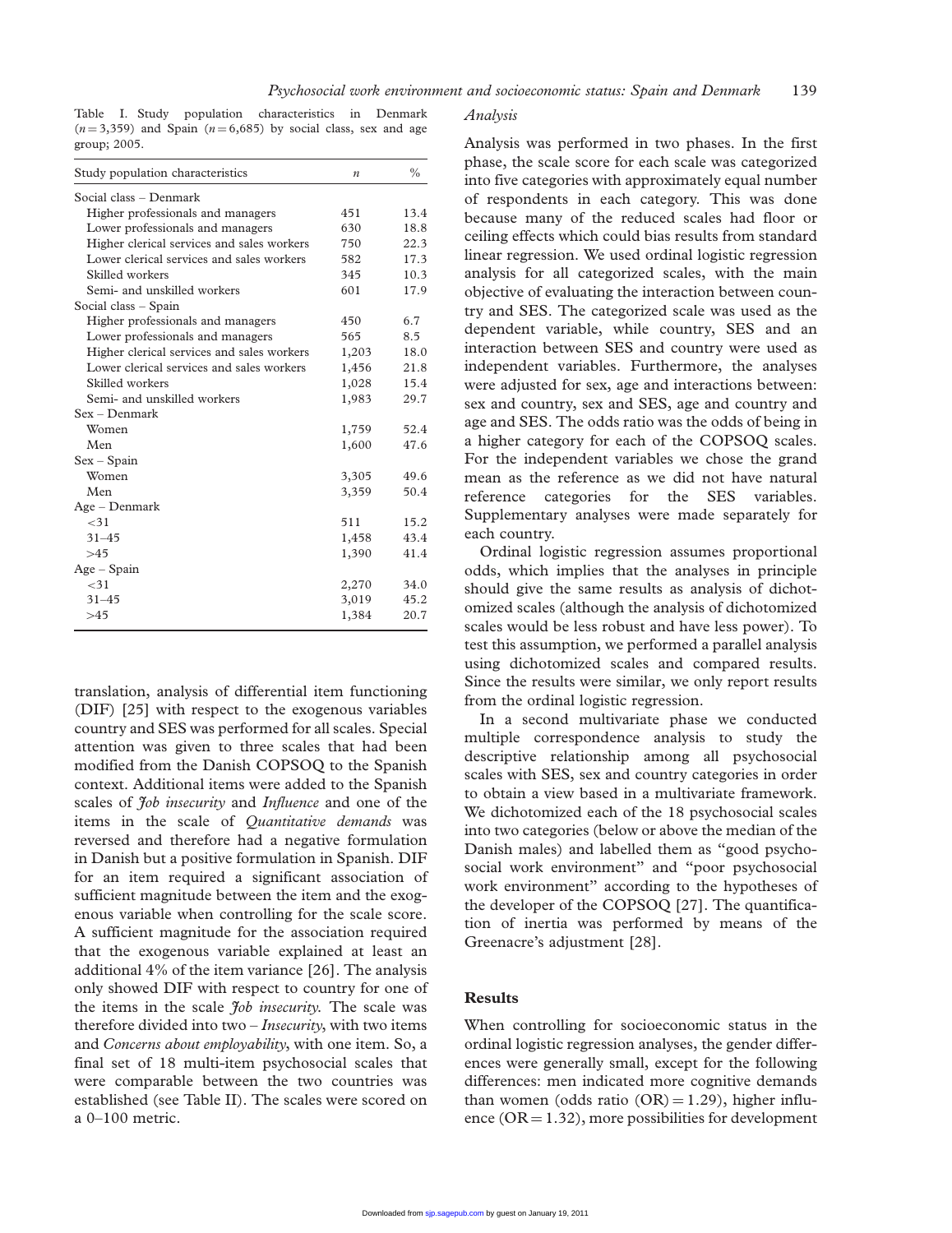Table I. Study population characteristics in Denmark ($n = 3{,}359$) and Spain ($n = 6{,}685$) by social class, sex and age group; 2005.

| Study population characteristics | n | % |
|---|---|---|
| Social class – Denmark | | |
| Higher professionals and managers | 451 | 13.4 |
| Lower professionals and managers | 630 | 18.8 |
| Higher clerical services and sales workers | 750 | 22.3 |
| Lower clerical services and sales workers | 582 | 17.3 |
| Skilled workers | 345 | 10.3 |
| Semi- and unskilled workers | 601 | 17.9 |
| Social class – Spain | | |
| Higher professionals and managers | 450 | 6.7 |
| Lower professionals and managers | 565 | 8.5 |
| Higher clerical services and sales workers | 1,203 | 18.0 |
| Lower clerical services and sales workers | 1,456 | 21.8 |
| Skilled workers | 1,028 | 15.4 |
| Semi- and unskilled workers | 1,983 | 29.7 |
| Sex – Denmark | | |
| Women | 1,759 | 52.4 |
| Men | 1,600 | 47.6 |
| Sex – Spain | | |
| Women | 3,305 | 49.6 |
| Men | 3,359 | 50.4 |
| Age – Denmark | | |
| <31 | 511 | 15.2 |
| 31–45 | 1,458 | 43.4 |
| >45 | 1,390 | 41.4 |
| Age – Spain | | |
| <31 | 2,270 | 34.0 |
| 31–45 | 3,019 | 45.2 |
| >45 | 1,384 | 20.7 |

translation, analysis of differential item functioning (DIF) [25] with respect to the exogenous variables country and SES was performed for all scales. Special attention was given to three scales that had been modified from the Danish COPSOQ to the Spanish context. Additional items were added to the Spanish scales of *Job insecurity* and *Influence* and one of the items in the scale of *Quantitative demands* was reversed and therefore had a negative formulation in Danish but a positive formulation in Spanish. DIF for an item required a significant association of sufficient magnitude between the item and the exogenous variable when controlling for the scale score. A sufficient magnitude for the association required that the exogenous variable explained at least an additional 4% of the item variance [26]. The analysis only showed DIF with respect to country for one of the items in the scale *Job insecurity.* The scale was therefore divided into two – *Insecurity*, with two items and *Concerns about employability*, with one item. So, a final set of 18 multi-item psychosocial scales that were comparable between the two countries was established (see Table II). The scales were scored on a 0–100 metric.

### *Analysis*

Analysis was performed in two phases. In the first phase, the scale score for each scale was categorized into five categories with approximately equal number of respondents in each category. This was done because many of the reduced scales had floor or ceiling effects which could bias results from standard linear regression. We used ordinal logistic regression analysis for all categorized scales, with the main objective of evaluating the interaction between country and SES. The categorized scale was used as the dependent variable, while country, SES and an interaction between SES and country were used as independent variables. Furthermore, the analyses were adjusted for sex, age and interactions between: sex and country, sex and SES, age and country and age and SES. The odds ratio was the odds of being in a higher category for each of the COPSOQ scales. For the independent variables we chose the grand mean as the reference as we did not have natural reference categories for the SES variables. Supplementary analyses were made separately for each country.

Ordinal logistic regression assumes proportional odds, which implies that the analyses in principle should give the same results as analysis of dichotomized scales (although the analysis of dichotomized scales would be less robust and have less power). To test this assumption, we performed a parallel analysis using dichotomized scales and compared results. Since the results were similar, we only report results from the ordinal logistic regression.

In a second multivariate phase we conducted multiple correspondence analysis to study the descriptive relationship among all psychosocial scales with SES, sex and country categories in order to obtain a view based in a multivariate framework. We dichotomized each of the 18 psychosocial scales into two categories (below or above the median of the Danish males) and labelled them as "good psychosocial work environment" and "poor psychosocial work environment" according to the hypotheses of the developer of the COPSOQ [27]. The quantification of inertia was performed by means of the Greenacre's adjustment [28].

## Results

When controlling for socioeconomic status in the ordinal logistic regression analyses, the gender differences were generally small, except for the following differences: men indicated more cognitive demands than women (odds ratio (OR) = 1.29), higher influence (OR = 1.32), more possibilities for development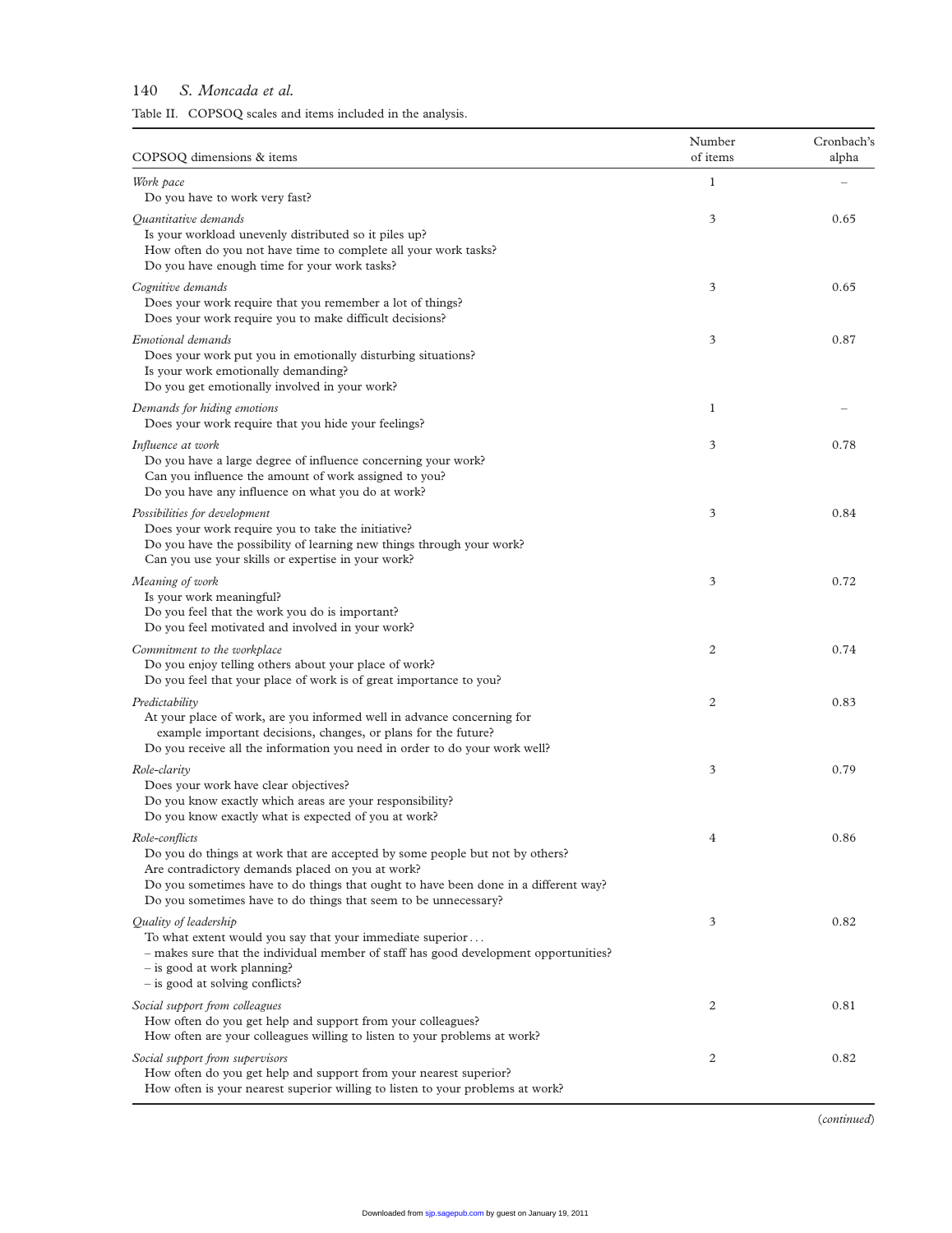Table II. COPSOQ scales and items included in the analysis.

| COPSOQ dimensions & items | Number of items | Cronbach's alpha |
|---|---|---|
| *Work pace* | 1 | – |
| Do you have to work very fast? | | |
| *Quantitative demands* | 3 | 0.65 |
| Is your workload unevenly distributed so it piles up? | | |
| How often do you not have time to complete all your work tasks? | | |
| Do you have enough time for your work tasks? | | |
| *Cognitive demands* | 3 | 0.65 |
| Does your work require that you remember a lot of things? | | |
| Does your work require you to make difficult decisions? | | |
| *Emotional demands* | 3 | 0.87 |
| Does your work put you in emotionally disturbing situations? | | |
| Is your work emotionally demanding? | | |
| Do you get emotionally involved in your work? | | |
| *Demands for hiding emotions* | 1 | – |
| Does your work require that you hide your feelings? | | |
| *Influence at work* | 3 | 0.78 |
| Do you have a large degree of influence concerning your work? | | |
| Can you influence the amount of work assigned to you? | | |
| Do you have any influence on what you do at work? | | |
| *Possibilities for development* | 3 | 0.84 |
| Does your work require you to take the initiative? | | |
| Do you have the possibility of learning new things through your work? | | |
| Can you use your skills or expertise in your work? | | |
| *Meaning of work* | 3 | 0.72 |
| Is your work meaningful? | | |
| Do you feel that the work you do is important? | | |
| Do you feel motivated and involved in your work? | | |
| *Commitment to the workplace* | 2 | 0.74 |
| Do you enjoy telling others about your place of work? | | |
| Do you feel that your place of work is of great importance to you? | | |
| *Predictability* | 2 | 0.83 |
| At your place of work, are you informed well in advance concerning for example important decisions, changes, or plans for the future? | | |
| Do you receive all the information you need in order to do your work well? | | |
| *Role-clarity* | 3 | 0.79 |
| Does your work have clear objectives? | | |
| Do you know exactly which areas are your responsibility? | | |
| Do you know exactly what is expected of you at work? | | |
| *Role-conflicts* | 4 | 0.86 |
| Do you do things at work that are accepted by some people but not by others? | | |
| Are contradictory demands placed on you at work? | | |
| Do you sometimes have to do things that ought to have been done in a different way? | | |
| Do you sometimes have to do things that seem to be unnecessary? | | |
| *Quality of leadership* | 3 | 0.82 |
| To what extent would you say that your immediate superior . . . | | |
| – makes sure that the individual member of staff has good development opportunities? | | |
| – is good at work planning? | | |
| – is good at solving conflicts? | | |
| *Social support from colleagues* | 2 | 0.81 |
| How often do you get help and support from your colleagues? | | |
| How often are your colleagues willing to listen to your problems at work? | | |
| *Social support from supervisors* | 2 | 0.82 |
| How often do you get help and support from your nearest superior? | | |
| How often is your nearest superior willing to listen to your problems at work? | | |

(*continued*)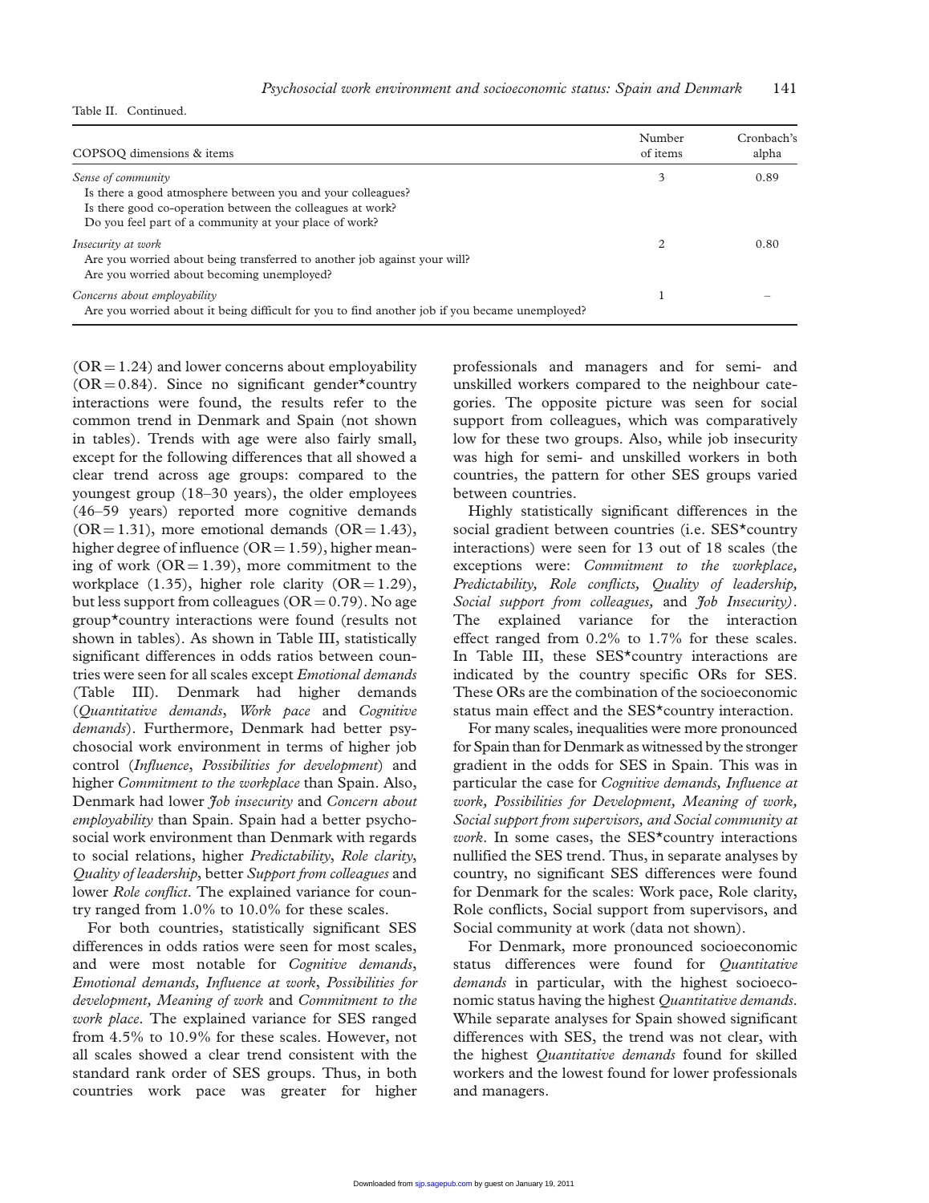Table II. Continued.

| COPSOQ dimensions & items | Number of items | Cronbach's alpha |
|---|---|---|
| *Sense of community* | 3 | 0.89 |
| Is there a good atmosphere between you and your colleagues? | | |
| Is there good co-operation between the colleagues at work? | | |
| Do you feel part of a community at your place of work? | | |
| *Insecurity at work* | 2 | 0.80 |
| Are you worried about being transferred to another job against your will? | | |
| Are you worried about becoming unemployed? | | |
| *Concerns about employability* | 1 | – |
| Are you worried about it being difficult for you to find another job if you became unemployed? | | |

(OR = 1.24) and lower concerns about employability (OR = 0.84). Since no significant gender*country interactions were found, the results refer to the common trend in Denmark and Spain (not shown in tables). Trends with age were also fairly small, except for the following differences that all showed a clear trend across age groups: compared to the youngest group (18–30 years), the older employees (46–59 years) reported more cognitive demands (OR = 1.31), more emotional demands (OR = 1.43), higher degree of influence (OR = 1.59), higher meaning of work (OR = 1.39), more commitment to the workplace (1.35), higher role clarity (OR = 1.29), but less support from colleagues (OR = 0.79). No age group*country interactions were found (results not shown in tables). As shown in Table III, statistically significant differences in odds ratios between countries were seen for all scales except *Emotional demands* (Table III). Denmark had higher demands (*Quantitative demands*, *Work pace* and *Cognitive demands*). Furthermore, Denmark had better psychosocial work environment in terms of higher job control (*Influence*, *Possibilities for development*) and higher *Commitment to the workplace* than Spain. Also, Denmark had lower *Job insecurity* and *Concern about employability* than Spain. Spain had a better psychosocial work environment than Denmark with regards to social relations, higher *Predictability*, *Role clarity*, *Quality of leadership*, better *Support from colleagues* and lower *Role conflict*. The explained variance for country ranged from 1.0% to 10.0% for these scales.

For both countries, statistically significant SES differences in odds ratios were seen for most scales, and were most notable for *Cognitive demands*, *Emotional demands, Influence at work*, *Possibilities for development, Meaning of work* and *Commitment to the work place*. The explained variance for SES ranged from 4.5% to 10.9% for these scales. However, not all scales showed a clear trend consistent with the standard rank order of SES groups. Thus, in both countries work pace was greater for higher professionals and managers and for semi- and unskilled workers compared to the neighbour categories. The opposite picture was seen for social support from colleagues, which was comparatively low for these two groups. Also, while job insecurity was high for semi- and unskilled workers in both countries, the pattern for other SES groups varied between countries.

Highly statistically significant differences in the social gradient between countries (i.e. SES*country interactions) were seen for 13 out of 18 scales (the exceptions were: *Commitment to the workplace, Predictability, Role conflicts, Quality of leadership, Social support from colleagues,* and *Job Insecurity)*. The explained variance for the interaction effect ranged from 0.2% to 1.7% for these scales. In Table III, these SES*country interactions are indicated by the country specific ORs for SES. These ORs are the combination of the socioeconomic status main effect and the SES*country interaction.

For many scales, inequalities were more pronounced for Spain than for Denmark as witnessed by the stronger gradient in the odds for SES in Spain. This was in particular the case for *Cognitive demands, Influence at work, Possibilities for Development, Meaning of work, Social support from supervisors, and Social community at work*. In some cases, the SES*country interactions nullified the SES trend. Thus, in separate analyses by country, no significant SES differences were found for Denmark for the scales: Work pace, Role clarity, Role conflicts, Social support from supervisors, and Social community at work (data not shown).

For Denmark, more pronounced socioeconomic status differences were found for *Quantitative demands* in particular, with the highest socioeconomic status having the highest *Quantitative demands*. While separate analyses for Spain showed significant differences with SES, the trend was not clear, with the highest *Quantitative demands* found for skilled workers and the lowest found for lower professionals and managers.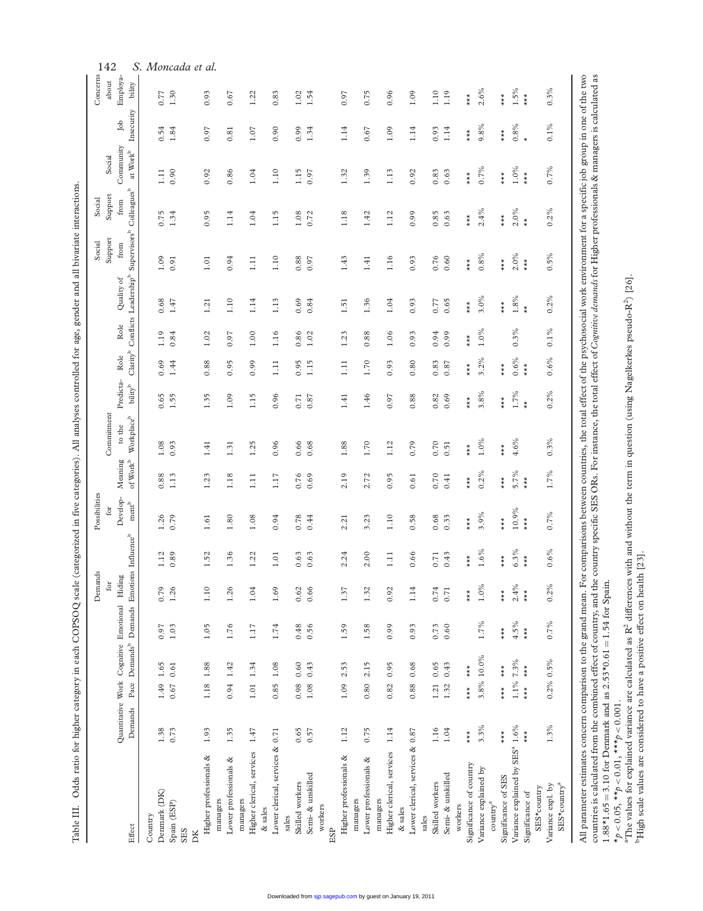Table III. Odds ratio for higher category in each COPSOQ scale (categorized in five categories). All analyses controlled for age, gender and all bivariate interactions.

| Effect | Quantitative Demands | Work Pace | Cognitive Demands[b] | Emotional Demands | Demands for Hiding Emotions | Influence[b] | Possibilities for Development[b] | Meaning of Work[b] | Commitment to the Workplace[b] | Predictability[b] | Role Clarity[b] | Role Conflicts | Quality of Leadership[b] | Social Support from Supervisors[b] | Social Support from Colleagues[b] | Social Community at Work[b] | Job Insecurity | Concerns about Employability |
|---|---|---|---|---|---|---|---|---|---|---|---|---|---|---|---|---|---|---|
| Country | | | | | | | | | | | | | | | | | | |
| Denmark (DK) | 1.38 | 1.49 | 1.65 | 0.97 | 0.79 | 1.12 | 1.26 | 0.88 | 1.08 | 0.65 | 0.69 | 1.19 | 0.68 | 1.09 | 0.75 | 1.11 | 0.54 | 0.77 |
| Spain (ESP) | 0.73 | 0.67 | 0.61 | 1.03 | 1.26 | 0.89 | 0.79 | 1.13 | 0.93 | 1.55 | 1.44 | 0.84 | 1.47 | 0.91 | 1.34 | 0.90 | 1.84 | 1.30 |
| SES | | | | | | | | | | | | | | | | | | |
| DK | | | | | | | | | | | | | | | | | | |
| Higher professionals & managers | 1.93 | 1.18 | 1.88 | 1.05 | 1.10 | 1.52 | 1.61 | 1.23 | 1.41 | 1.35 | 0.88 | 1.02 | 1.21 | 1.01 | 0.95 | 0.92 | 0.97 | 0.93 |
| Lower professionals & managers | 1.35 | 0.94 | 1.42 | 1.76 | 1.26 | 1.36 | 1.80 | 1.18 | 1.31 | 1.09 | 0.95 | 0.97 | 1.10 | 0.94 | 1.14 | 0.86 | 0.81 | 0.67 |
| Higher clerical, services & sales | 1.47 | 1.01 | 1.34 | 1.17 | 1.04 | 1.22 | 1.08 | 1.11 | 1.25 | 1.15 | 0.99 | 1.00 | 1.14 | 1.11 | 1.04 | 1.04 | 1.07 | 1.22 |
| Lower clerical, services & sales | 0.71 | 0.85 | 1.08 | 1.74 | 1.69 | 1.01 | 0.94 | 1.17 | 0.96 | 0.96 | 1.11 | 1.16 | 1.13 | 1.10 | 1.15 | 1.10 | 0.90 | 0.83 |
| Skilled workers | 0.65 | 0.98 | 0.60 | 0.48 | 0.62 | 0.63 | 0.78 | 0.76 | 0.66 | 0.71 | 0.95 | 0.86 | 0.69 | 0.88 | 1.08 | 1.15 | 0.99 | 1.02 |
| Semi- & unskilled workers | 0.57 | 1.08 | 0.43 | 0.56 | 0.66 | 0.63 | 0.44 | 0.69 | 0.68 | 0.87 | 1.15 | 1.02 | 0.84 | 0.97 | 0.72 | 0.97 | 1.34 | 1.54 |
| ESP | | | | | | | | | | | | | | | | | | |
| Higher professionals & managers | 1.12 | 1.09 | 2.53 | 1.59 | 1.37 | 2.24 | 2.21 | 2.19 | 1.88 | 1.41 | 1.11 | 1.23 | 1.51 | 1.43 | 1.18 | 1.32 | 1.14 | 0.97 |
| Lower professionals & managers | 0.75 | 0.80 | 2.15 | 1.58 | 1.32 | 2.00 | 3.23 | 2.72 | 1.70 | 1.46 | 1.70 | 0.88 | 1.36 | 1.41 | 1.42 | 1.39 | 0.67 | 0.75 |
| Higher clerical, services & sales | 1.14 | 0.82 | 0.95 | 0.99 | 0.92 | 1.11 | 1.10 | 0.95 | 1.12 | 0.97 | 0.93 | 1.06 | 1.04 | 1.16 | 1.12 | 1.13 | 1.09 | 0.96 |
| Lower clerical, services & sales | 0.87 | 0.88 | 0.68 | 0.93 | 1.14 | 0.66 | 0.58 | 0.61 | 0.79 | 0.88 | 0.80 | 0.93 | 0.93 | 0.93 | 0.99 | 0.92 | 1.14 | 1.09 |
| Skilled workers | 1.16 | 1.21 | 0.65 | 0.73 | 0.74 | 0.71 | 0.68 | 0.70 | 0.70 | 0.82 | 0.83 | 0.94 | 0.77 | 0.76 | 0.85 | 0.83 | 0.93 | 1.10 |
| Semi- & unskilled workers | 1.04 | 1.32 | 0.43 | 0.60 | 0.71 | 0.43 | 0.33 | 0.41 | 0.51 | 0.69 | 0.87 | 0.99 | 0.65 | 0.60 | 0.63 | 0.63 | 1.14 | 1.19 |
| Significance of country | *** | *** | *** | | *** | *** | *** | *** | *** | *** | *** | *** | *** | *** | *** | *** | *** | *** |
| Variance explained by country[a] | 3.3% | 3.8% | 10.0% | 1.7% | 1.0% | 1.6% | 3.9% | 0.2% | 1.0% | 3.8% | 3.2% | 1.0% | 3.0% | 0.8% | 2.4% | 0.7% | 9.8% | 2.6% |
| Significance of SES | *** | *** | *** | *** | *** | *** | *** | *** | *** | *** | *** | | *** | *** | *** | *** | *** | *** |
| Variance explained by SES[a] | 1.6% | 1.1% | 7.3% | 4.5% | 2.4% | 6.3% | 10.9% | 5.7% | 4.6% | 1.7% | 0.6% | 0.3% | 1.8% | 2.0% | 2.0% | 1.0% | 0.8% | 1.5% |
| Significance of SES*country | *** | *** | *** | *** | *** | *** | *** | *** | | ** | *** | | ** | *** | ** | *** | * | *** |
| Variance expl. by SES*country[a] | 1.3% | 0.2% | 0.5% | 0.7% | 0.2% | 0.6% | 0.7% | 1.7% | 0.3% | 0.2% | 0.6% | 0.1% | 0.2% | 0.5% | 0.2% | 0.7% | 0.1% | 0.3% |

All parameter estimates concern comparison to the grand mean. For comparisons between countries, the total effect of the psychosocial work environment for a specific job group in one of the two countries is calculated from the combined effect of country, and the country specific SES ORs. For instance, the total effect of *Cognitive demands* for Higher professionals & managers is calculated as 1.88*1.65 = 3.10 for Denmark and as 2.53*0.61 = 1.54 for Spain.

*$p < 0.05$, **$p < 0.01$, ***$p < 0.001$.

[a]The values for explained variance are calculated as $R^2$ differences with and without the term in question (using Nagelkerkes pseudo-$R^2$) [26].

[b]High scale values are considered to have a positive effect on health [23].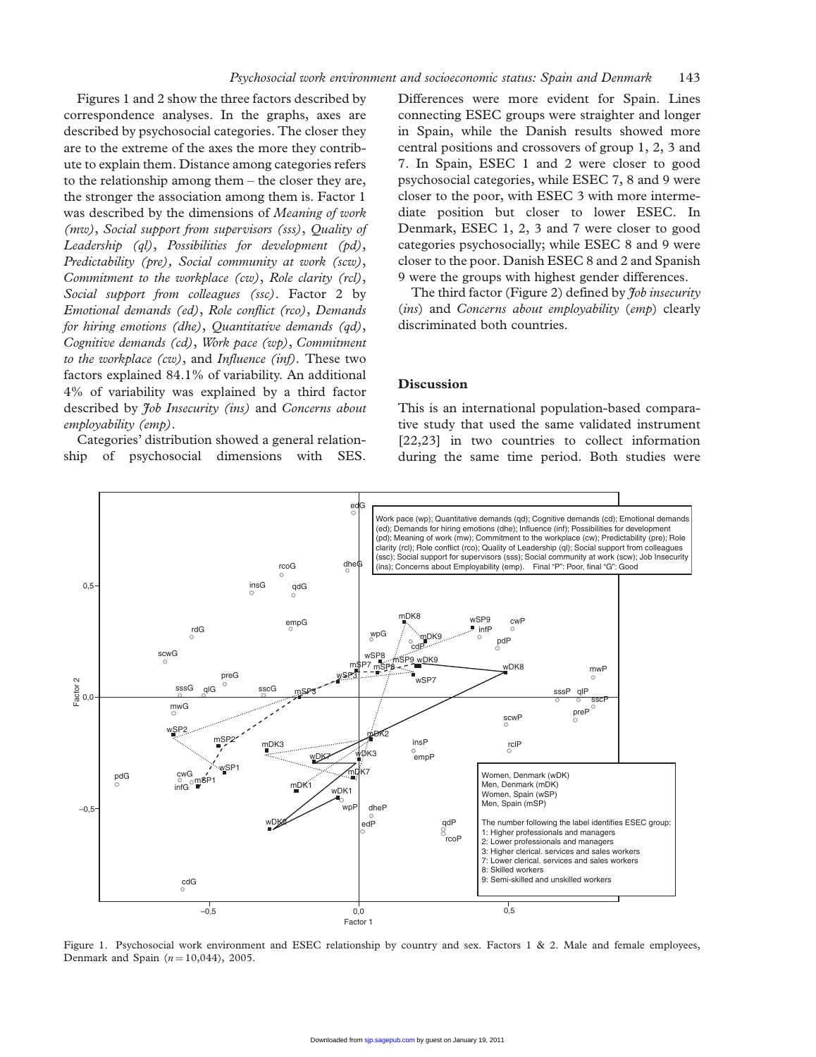Figures 1 and 2 show the three factors described by correspondence analyses. In the graphs, axes are described by psychosocial categories. The closer they are to the extreme of the axes the more they contribute to explain them. Distance among categories refers to the relationship among them – the closer they are, the stronger the association among them is. Factor 1 was described by the dimensions of *Meaning of work (mw)*, *Social support from supervisors (sss)*, *Quality of Leadership (ql)*, *Possibilities for development (pd)*, *Predictability (pre)*, *Social community at work (scw)*, *Commitment to the workplace (cw)*, *Role clarity (rcl)*, *Social support from colleagues (ssc)*. Factor 2 by *Emotional demands (ed)*, *Role conflict (rco)*, *Demands for hiring emotions (dhe)*, *Quantitative demands (qd)*, *Cognitive demands (cd)*, *Work pace (wp)*, *Commitment to the workplace (cw)*, and *Influence (inf)*. These two factors explained 84.1% of variability. An additional 4% of variability was explained by a third factor described by *Job Insecurity (ins)* and *Concerns about employability (emp)*.

Categories' distribution showed a general relationship of psychosocial dimensions with SES. Differences were more evident for Spain. Lines connecting ESEC groups were straighter and longer in Spain, while the Danish results showed more central positions and crossovers of group 1, 2, 3 and 7. In Spain, ESEC 1 and 2 were closer to good psychosocial categories, while ESEC 7, 8 and 9 were closer to the poor, with ESEC 3 with more intermediate position but closer to lower ESEC. In Denmark, ESEC 1, 2, 3 and 7 were closer to good categories psychosocially; while ESEC 8 and 9 were closer to the poor. Danish ESEC 8 and 2 and Spanish 9 were the groups with highest gender differences.

The third factor (Figure 2) defined by *Job insecurity* (*ins*) and *Concerns about employability* (*emp*) clearly discriminated both countries.

## Discussion

This is an international population-based comparative study that used the same validated instrument [22,23] in two countries to collect information during the same time period. Both studies were

Figure 1. Psychosocial work environment and ESEC relationship by country and sex. Factors 1 & 2. Male and female employees, Denmark and Spain ($n = 10{,}044$), 2005.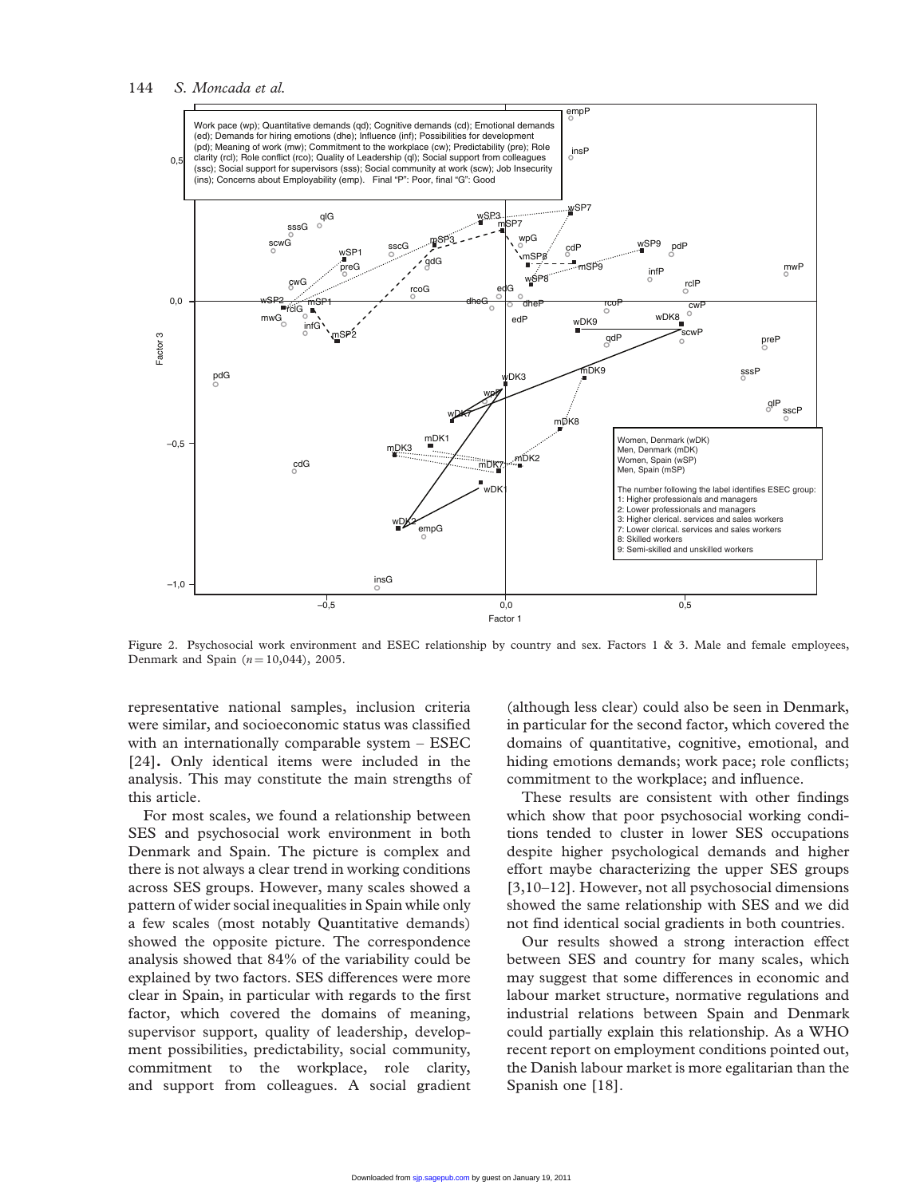Figure 2. Psychosocial work environment and ESEC relationship by country and sex. Factors 1 & 3. Male and female employees, Denmark and Spain ($n = 10{,}044$), 2005.

representative national samples, inclusion criteria were similar, and socioeconomic status was classified with an internationally comparable system – ESEC [24]. Only identical items were included in the analysis. This may constitute the main strengths of this article.

For most scales, we found a relationship between SES and psychosocial work environment in both Denmark and Spain. The picture is complex and there is not always a clear trend in working conditions across SES groups. However, many scales showed a pattern of wider social inequalities in Spain while only a few scales (most notably Quantitative demands) showed the opposite picture. The correspondence analysis showed that 84% of the variability could be explained by two factors. SES differences were more clear in Spain, in particular with regards to the first factor, which covered the domains of meaning, supervisor support, quality of leadership, development possibilities, predictability, social community, commitment to the workplace, role clarity, and support from colleagues. A social gradient (although less clear) could also be seen in Denmark, in particular for the second factor, which covered the domains of quantitative, cognitive, emotional, and hiding emotions demands; work pace; role conflicts; commitment to the workplace; and influence.

These results are consistent with other findings which show that poor psychosocial working conditions tended to cluster in lower SES occupations despite higher psychological demands and higher effort maybe characterizing the upper SES groups [3,10–12]. However, not all psychosocial dimensions showed the same relationship with SES and we did not find identical social gradients in both countries.

Our results showed a strong interaction effect between SES and country for many scales, which may suggest that some differences in economic and labour market structure, normative regulations and industrial relations between Spain and Denmark could partially explain this relationship. As a WHO recent report on employment conditions pointed out, the Danish labour market is more egalitarian than the Spanish one [18].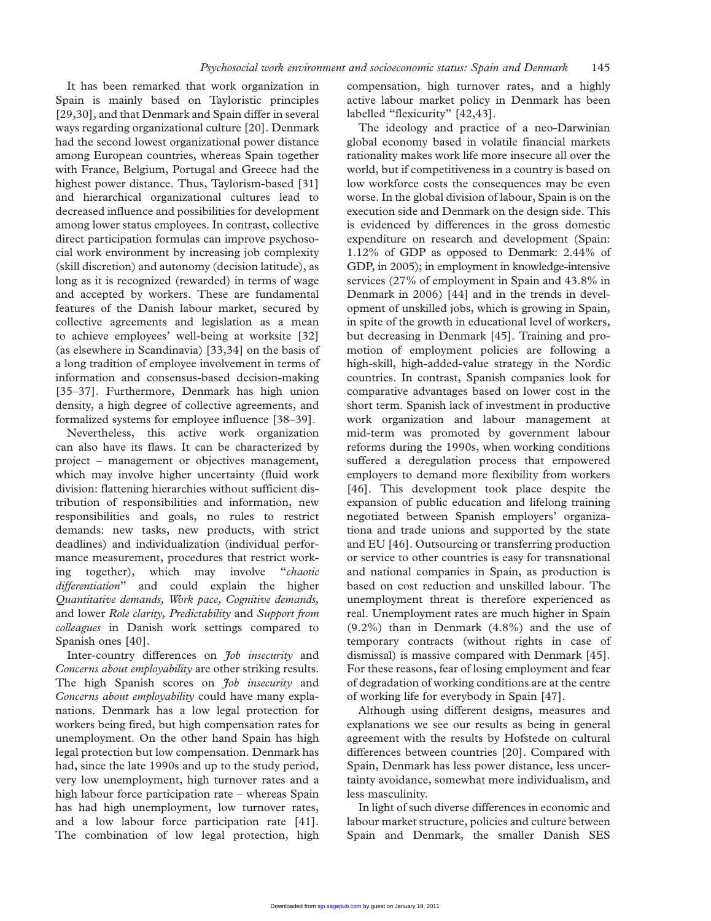It has been remarked that work organization in Spain is mainly based on Tayloristic principles [29,30], and that Denmark and Spain differ in several ways regarding organizational culture [20]. Denmark had the second lowest organizational power distance among European countries, whereas Spain together with France, Belgium, Portugal and Greece had the highest power distance. Thus, Taylorism-based [31] and hierarchical organizational cultures lead to decreased influence and possibilities for development among lower status employees. In contrast, collective direct participation formulas can improve psychosocial work environment by increasing job complexity (skill discretion) and autonomy (decision latitude), as long as it is recognized (rewarded) in terms of wage and accepted by workers. These are fundamental features of the Danish labour market, secured by collective agreements and legislation as a mean to achieve employees' well-being at worksite [32] (as elsewhere in Scandinavia) [33,34] on the basis of a long tradition of employee involvement in terms of information and consensus-based decision-making [35–37]. Furthermore, Denmark has high union density, a high degree of collective agreements, and formalized systems for employee influence [38–39].

Nevertheless, this active work organization can also have its flaws. It can be characterized by project – management or objectives management, which may involve higher uncertainty (fluid work division: flattening hierarchies without sufficient distribution of responsibilities and information, new responsibilities and goals, no rules to restrict demands: new tasks, new products, with strict deadlines) and individualization (individual performance measurement, procedures that restrict working together), which may involve "*chaotic differentiation*" and could explain the higher *Quantitative demands, Work pace, Cognitive demands,* and lower *Role clarity, Predictability* and *Support from colleagues* in Danish work settings compared to Spanish ones [40].

Inter-country differences on *Job insecurity* and *Concerns about employability* are other striking results. The high Spanish scores on *Job insecurity* and *Concerns about employability* could have many explanations. Denmark has a low legal protection for workers being fired, but high compensation rates for unemployment. On the other hand Spain has high legal protection but low compensation. Denmark has had, since the late 1990s and up to the study period, very low unemployment, high turnover rates and a high labour force participation rate – whereas Spain has had high unemployment, low turnover rates, and a low labour force participation rate [41]. The combination of low legal protection, high compensation, high turnover rates, and a highly active labour market policy in Denmark has been labelled "flexicurity" [42,43].

The ideology and practice of a neo-Darwinian global economy based in volatile financial markets rationality makes work life more insecure all over the world, but if competitiveness in a country is based on low workforce costs the consequences may be even worse. In the global division of labour, Spain is on the execution side and Denmark on the design side. This is evidenced by differences in the gross domestic expenditure on research and development (Spain: 1.12% of GDP as opposed to Denmark: 2.44% of GDP, in 2005); in employment in knowledge-intensive services (27% of employment in Spain and 43.8% in Denmark in 2006) [44] and in the trends in development of unskilled jobs, which is growing in Spain, in spite of the growth in educational level of workers, but decreasing in Denmark [45]. Training and promotion of employment policies are following a high-skill, high-added-value strategy in the Nordic countries. In contrast, Spanish companies look for comparative advantages based on lower cost in the short term. Spanish lack of investment in productive work organization and labour management at mid-term was promoted by government labour reforms during the 1990s, when working conditions suffered a deregulation process that empowered employers to demand more flexibility from workers [46]. This development took place despite the expansion of public education and lifelong training negotiated between Spanish employers' organizationa and trade unions and supported by the state and EU [46]. Outsourcing or transferring production or service to other countries is easy for transnational and national companies in Spain, as production is based on cost reduction and unskilled labour. The unemployment threat is therefore experienced as real. Unemployment rates are much higher in Spain (9.2%) than in Denmark (4.8%) and the use of temporary contracts (without rights in case of dismissal) is massive compared with Denmark [45]. For these reasons, fear of losing employment and fear of degradation of working conditions are at the centre of working life for everybody in Spain [47].

Although using different designs, measures and explanations we see our results as being in general agreement with the results by Hofstede on cultural differences between countries [20]. Compared with Spain, Denmark has less power distance, less uncertainty avoidance, somewhat more individualism, and less masculinity.

In light of such diverse differences in economic and labour market structure, policies and culture between Spain and Denmark, the smaller Danish SES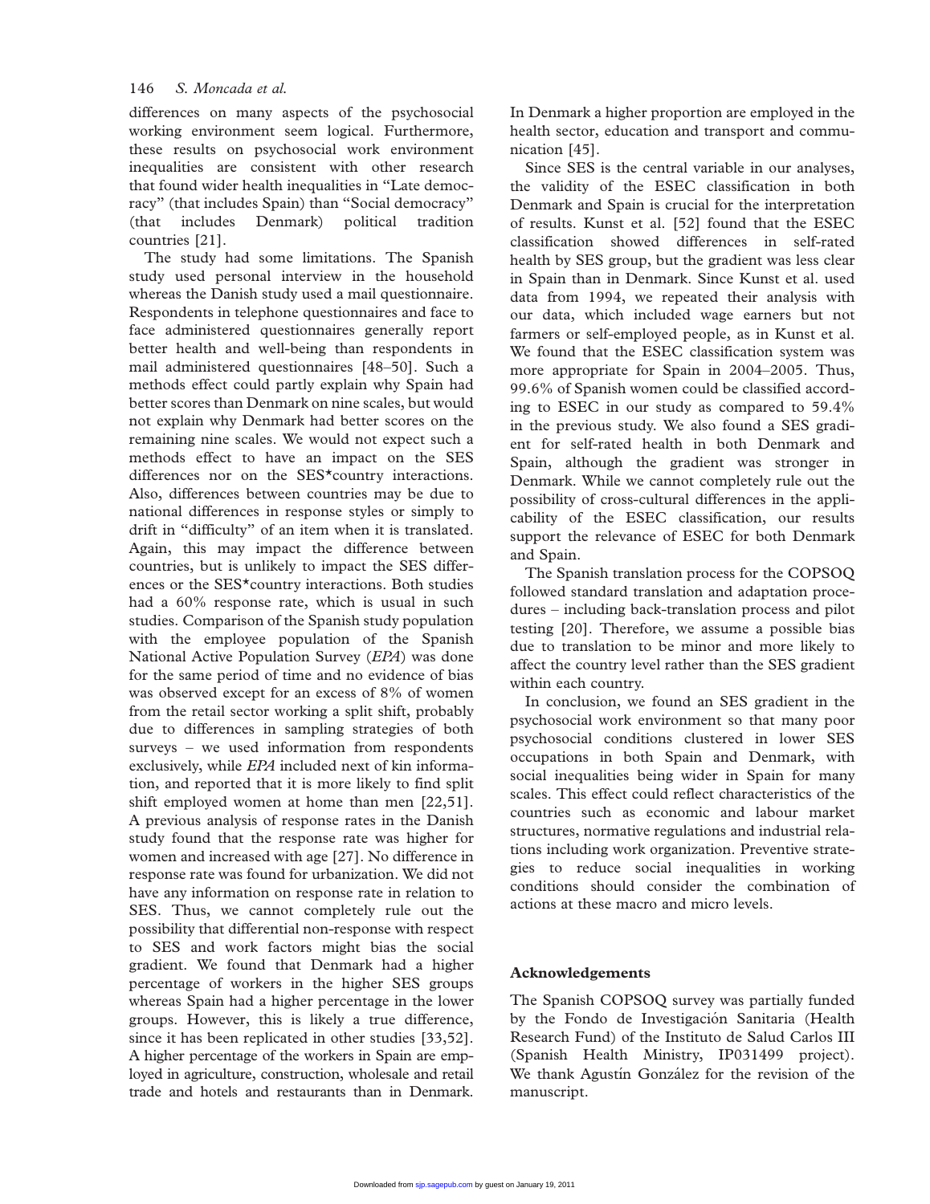differences on many aspects of the psychosocial working environment seem logical. Furthermore, these results on psychosocial work environment inequalities are consistent with other research that found wider health inequalities in "Late democracy" (that includes Spain) than "Social democracy" (that includes Denmark) political tradition countries [21].

The study had some limitations. The Spanish study used personal interview in the household whereas the Danish study used a mail questionnaire. Respondents in telephone questionnaires and face to face administered questionnaires generally report better health and well-being than respondents in mail administered questionnaires [48–50]. Such a methods effect could partly explain why Spain had better scores than Denmark on nine scales, but would not explain why Denmark had better scores on the remaining nine scales. We would not expect such a methods effect to have an impact on the SES differences nor on the SES*country interactions. Also, differences between countries may be due to national differences in response styles or simply to drift in "difficulty" of an item when it is translated. Again, this may impact the difference between countries, but is unlikely to impact the SES differences or the SES*country interactions. Both studies had a 60% response rate, which is usual in such studies. Comparison of the Spanish study population with the employee population of the Spanish National Active Population Survey (*EPA*) was done for the same period of time and no evidence of bias was observed except for an excess of 8% of women from the retail sector working a split shift, probably due to differences in sampling strategies of both surveys – we used information from respondents exclusively, while *EPA* included next of kin information, and reported that it is more likely to find split shift employed women at home than men [22,51]. A previous analysis of response rates in the Danish study found that the response rate was higher for women and increased with age [27]. No difference in response rate was found for urbanization. We did not have any information on response rate in relation to SES. Thus, we cannot completely rule out the possibility that differential non-response with respect to SES and work factors might bias the social gradient. We found that Denmark had a higher percentage of workers in the higher SES groups whereas Spain had a higher percentage in the lower groups. However, this is likely a true difference, since it has been replicated in other studies [33,52]. A higher percentage of the workers in Spain are employed in agriculture, construction, wholesale and retail trade and hotels and restaurants than in Denmark. In Denmark a higher proportion are employed in the health sector, education and transport and communication [45].

Since SES is the central variable in our analyses, the validity of the ESEC classification in both Denmark and Spain is crucial for the interpretation of results. Kunst et al. [52] found that the ESEC classification showed differences in self-rated health by SES group, but the gradient was less clear in Spain than in Denmark. Since Kunst et al. used data from 1994, we repeated their analysis with our data, which included wage earners but not farmers or self-employed people, as in Kunst et al. We found that the ESEC classification system was more appropriate for Spain in 2004–2005. Thus, 99.6% of Spanish women could be classified according to ESEC in our study as compared to 59.4% in the previous study. We also found a SES gradient for self-rated health in both Denmark and Spain, although the gradient was stronger in Denmark. While we cannot completely rule out the possibility of cross-cultural differences in the applicability of the ESEC classification, our results support the relevance of ESEC for both Denmark and Spain.

The Spanish translation process for the COPSOQ followed standard translation and adaptation procedures – including back-translation process and pilot testing [20]. Therefore, we assume a possible bias due to translation to be minor and more likely to affect the country level rather than the SES gradient within each country.

In conclusion, we found an SES gradient in the psychosocial work environment so that many poor psychosocial conditions clustered in lower SES occupations in both Spain and Denmark, with social inequalities being wider in Spain for many scales. This effect could reflect characteristics of the countries such as economic and labour market structures, normative regulations and industrial relations including work organization. Preventive strategies to reduce social inequalities in working conditions should consider the combination of actions at these macro and micro levels.

## Acknowledgements

The Spanish COPSOQ survey was partially funded by the Fondo de Investigación Sanitaria (Health Research Fund) of the Instituto de Salud Carlos III (Spanish Health Ministry, IP031499 project). We thank Agustín González for the revision of the manuscript.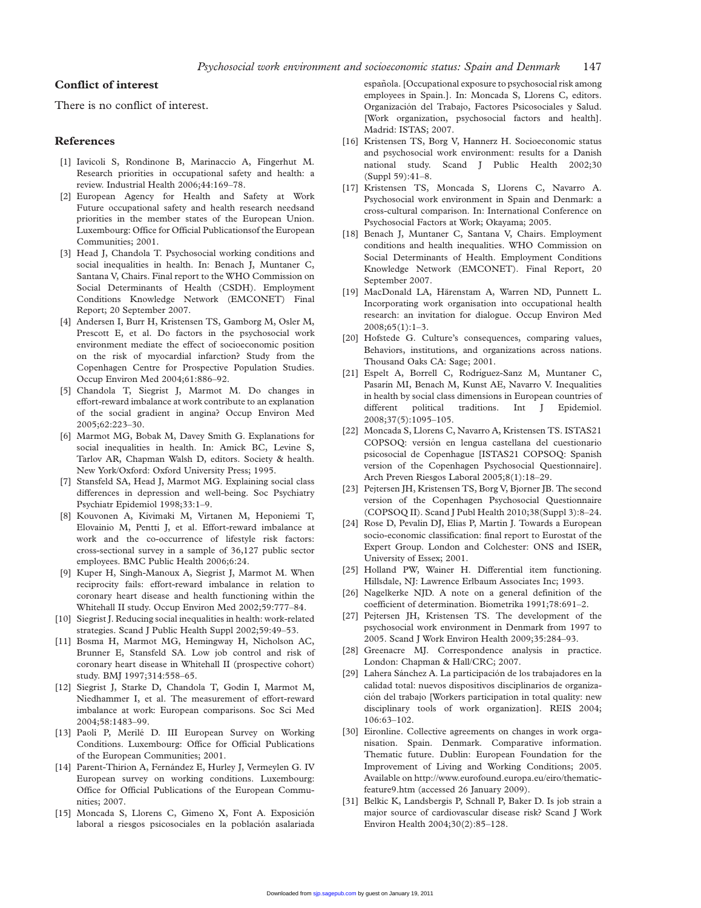## Conflict of interest

There is no conflict of interest.

## References

[1] Iavicoli S, Rondinone B, Marinaccio A, Fingerhut M. Research priorities in occupational safety and health: a review. Industrial Health 2006;44:169–78.

[2] European Agency for Health and Safety at Work Future occupational safety and health research needsand priorities in the member states of the European Union. Luxembourg: Office for Official Publicationsof the European Communities; 2001.

[3] Head J, Chandola T. Psychosocial working conditions and social inequalities in health. In: Benach J, Muntaner C, Santana V, Chairs. Final report to the WHO Commission on Social Determinants of Health (CSDH). Employment Conditions Knowledge Network (EMCONET) Final Report; 20 September 2007.

[4] Andersen I, Burr H, Kristensen TS, Gamborg M, Osler M, Prescott E, et al. Do factors in the psychosocial work environment mediate the effect of socioeconomic position on the risk of myocardial infarction? Study from the Copenhagen Centre for Prospective Population Studies. Occup Environ Med 2004;61:886–92.

[5] Chandola T, Siegrist J, Marmot M. Do changes in effort-reward imbalance at work contribute to an explanation of the social gradient in angina? Occup Environ Med 2005;62:223–30.

[6] Marmot MG, Bobak M, Davey Smith G. Explanations for social inequalities in health. In: Amick BC, Levine S, Tarlov AR, Chapman Walsh D, editors. Society & health. New York/Oxford: Oxford University Press; 1995.

[7] Stansfeld SA, Head J, Marmot MG. Explaining social class differences in depression and well-being. Soc Psychiatry Psychiatr Epidemiol 1998;33:1–9.

[8] Kouvonen A, Kivimaki M, Virtanen M, Heponiemi T, Elovainio M, Pentti J, et al. Effort-reward imbalance at work and the co-occurrence of lifestyle risk factors: cross-sectional survey in a sample of 36,127 public sector employees. BMC Public Health 2006;6:24.

[9] Kuper H, Singh-Manoux A, Siegrist J, Marmot M. When reciprocity fails: effort-reward imbalance in relation to coronary heart disease and health functioning within the Whitehall II study. Occup Environ Med 2002;59:777–84.

[10] Siegrist J. Reducing social inequalities in health: work-related strategies. Scand J Public Health Suppl 2002;59:49–53.

[11] Bosma H, Marmot MG, Hemingway H, Nicholson AC, Brunner E, Stansfeld SA. Low job control and risk of coronary heart disease in Whitehall II (prospective cohort) study. BMJ 1997;314:558–65.

[12] Siegrist J, Starke D, Chandola T, Godin I, Marmot M, Niedhammer I, et al. The measurement of effort-reward imbalance at work: European comparisons. Soc Sci Med 2004;58:1483–99.

[13] Paoli P, Merilé D. III European Survey on Working Conditions. Luxembourg: Office for Official Publications of the European Communities; 2001.

[14] Parent-Thirion A, Fernández E, Hurley J, Vermeylen G. IV European survey on working conditions. Luxembourg: Office for Official Publications of the European Communities; 2007.

[15] Moncada S, Llorens C, Gimeno X, Font A. Exposición laboral a riesgos psicosociales en la población asalariada española. [Occupational exposure to psychosocial risk among employees in Spain.]. In: Moncada S, Llorens C, editors. Organización del Trabajo, Factores Psicosociales y Salud. [Work organization, psychosocial factors and health]. Madrid: ISTAS; 2007.

[16] Kristensen TS, Borg V, Hannerz H. Socioeconomic status and psychosocial work environment: results for a Danish national study. Scand J Public Health 2002;30 (Suppl 59):41–8.

[17] Kristensen TS, Moncada S, Llorens C, Navarro A. Psychosocial work environment in Spain and Denmark: a cross-cultural comparison. In: International Conference on Psychosocial Factors at Work; Okayama; 2005.

[18] Benach J, Muntaner C, Santana V, Chairs. Employment conditions and health inequalities. WHO Commission on Social Determinants of Health. Employment Conditions Knowledge Network (EMCONET). Final Report, 20 September 2007.

[19] MacDonald LA, Härenstam A, Warren ND, Punnett L. Incorporating work organisation into occupational health research: an invitation for dialogue. Occup Environ Med 2008;65(1):1–3.

[20] Hofstede G. Culture's consequences, comparing values, Behaviors, institutions, and organizations across nations. Thousand Oaks CA: Sage; 2001.

[21] Espelt A, Borrell C, Rodríguez-Sanz M, Muntaner C, Pasarín MI, Benach M, Kunst AE, Navarro V. Inequalities in health by social class dimensions in European countries of different political traditions. Int J Epidemiol. 2008;37(5):1095–105.

[22] Moncada S, Llorens C, Navarro A, Kristensen TS. ISTAS21 COPSOQ: versión en lengua castellana del cuestionario psicosocial de Copenhague [ISTAS21 COPSOQ: Spanish version of the Copenhagen Psychosocial Questionnaire]. Arch Preven Riesgos Laboral 2005;8(1):18–29.

[23] Pejtersen JH, Kristensen TS, Borg V, Bjorner JB. The second version of the Copenhagen Psychosocial Questionnaire (COPSOQ II). Scand J Publ Health 2010;38(Suppl 3):8–24.

[24] Rose D, Pevalin DJ, Elias P, Martin J. Towards a European socio-economic classification: final report to Eurostat of the Expert Group. London and Colchester: ONS and ISER, University of Essex; 2001.

[25] Holland PW, Wainer H. Differential item functioning. Hillsdale, NJ: Lawrence Erlbaum Associates Inc; 1993.

[26] Nagelkerke NJD. A note on a general definition of the coefficient of determination. Biometrika 1991;78:691–2.

[27] Pejtersen JH, Kristensen TS. The development of the psychosocial work environment in Denmark from 1997 to 2005. Scand J Work Environ Health 2009;35:284–93.

[28] Greenacre MJ. Correspondence analysis in practice. London: Chapman & Hall/CRC; 2007.

[29] Lahera Sánchez A. La participación de los trabajadores en la calidad total: nuevos dispositivos disciplinarios de organización del trabajo [Workers participation in total quality: new disciplinary tools of work organization]. REIS 2004; 106:63–102.

[30] Eironline. Collective agreements on changes in work organisation. Spain. Denmark. Comparative information. Thematic future. Dublin: European Foundation for the Improvement of Living and Working Conditions; 2005. Available on http://www.eurofound.europa.eu/eiro/thematic-feature9.htm (accessed 26 January 2009).

[31] Belkic K, Landsbergis P, Schnall P, Baker D. Is job strain a major source of cardiovascular disease risk? Scand J Work Environ Health 2004;30(2):85–128.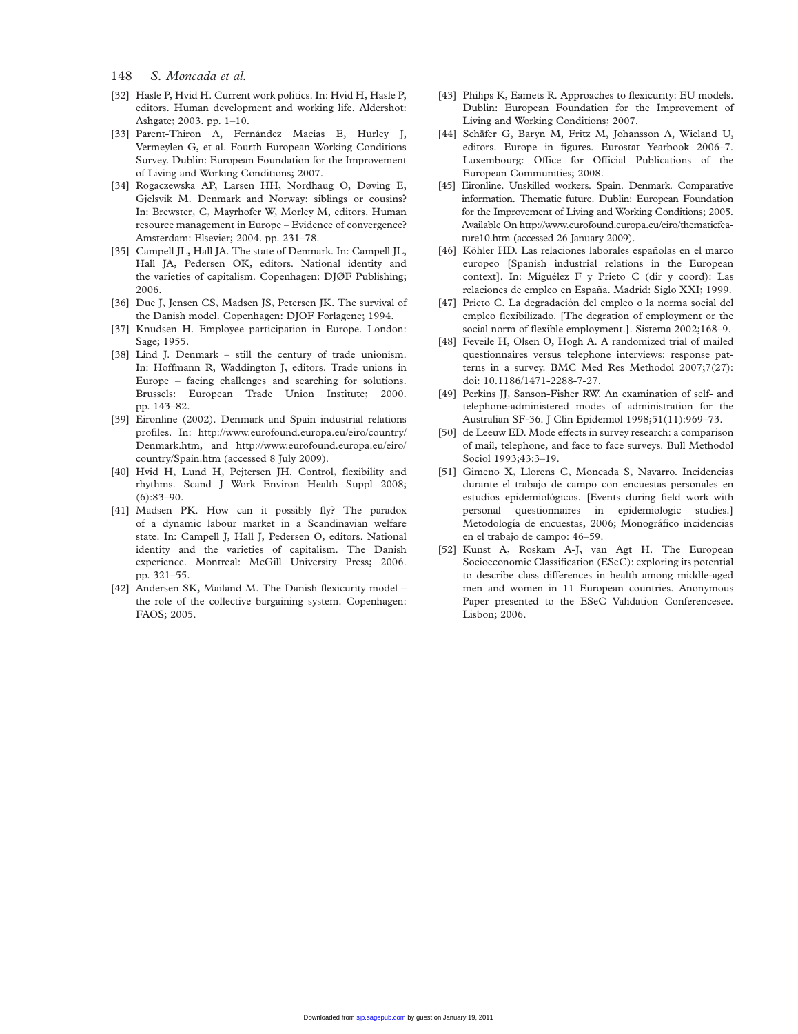[32] Hasle P, Hvid H. Current work politics. In: Hvid H, Hasle P, editors. Human development and working life. Aldershot: Ashgate; 2003. pp. 1–10.

[33] Parent-Thiron A, Fernández Macías E, Hurley J, Vermeylen G, et al. Fourth European Working Conditions Survey. Dublin: European Foundation for the Improvement of Living and Working Conditions; 2007.

[34] Rogaczewska AP, Larsen HH, Nordhaug O, Døving E, Gjelsvik M. Denmark and Norway: siblings or cousins? In: Brewster, C, Mayrhofer W, Morley M, editors. Human resource management in Europe – Evidence of convergence? Amsterdam: Elsevier; 2004. pp. 231–78.

[35] Campell JL, Hall JA. The state of Denmark. In: Campell JL, Hall JA, Pedersen OK, editors. National identity and the varieties of capitalism. Copenhagen: DJØF Publishing; 2006.

[36] Due J, Jensen CS, Madsen JS, Petersen JK. The survival of the Danish model. Copenhagen: DJOF Forlagene; 1994.

[37] Knudsen H. Employee participation in Europe. London: Sage; 1955.

[38] Lind J. Denmark – still the century of trade unionism. In: Hoffmann R, Waddington J, editors. Trade unions in Europe – facing challenges and searching for solutions. Brussels: European Trade Union Institute; 2000. pp. 143–82.

[39] Eironline (2002). Denmark and Spain industrial relations profiles. In: http://www.eurofound.europa.eu/eiro/country/Denmark.htm, and http://www.eurofound.europa.eu/eiro/country/Spain.htm (accessed 8 July 2009).

[40] Hvid H, Lund H, Pejtersen JH. Control, flexibility and rhythms. Scand J Work Environ Health Suppl 2008;(6):83–90.

[41] Madsen PK. How can it possibly fly? The paradox of a dynamic labour market in a Scandinavian welfare state. In: Campell J, Hall J, Pedersen O, editors. National identity and the varieties of capitalism. The Danish experience. Montreal: McGill University Press; 2006. pp. 321–55.

[42] Andersen SK, Mailand M. The Danish flexicurity model – the role of the collective bargaining system. Copenhagen: FAOS; 2005.

[43] Philips K, Eamets R. Approaches to flexicurity: EU models. Dublin: European Foundation for the Improvement of Living and Working Conditions; 2007.

[44] Schäfer G, Baryn M, Fritz M, Johansson A, Wieland U, editors. Europe in figures. Eurostat Yearbook 2006–7. Luxembourg: Office for Official Publications of the European Communities; 2008.

[45] Eironline. Unskilled workers. Spain. Denmark. Comparative information. Thematic future. Dublin: European Foundation for the Improvement of Living and Working Conditions; 2005. Available On http://www.eurofound.europa.eu/eiro/thematicfeature10.htm (accessed 26 January 2009).

[46] Köhler HD. Las relaciones laborales españolas en el marco europeo [Spanish industrial relations in the European context]. In: Miguélez F y Prieto C (dir y coord): Las relaciones de empleo en España. Madrid: Siglo XXI; 1999.

[47] Prieto C. La degradación del empleo o la norma social del empleo flexibilizado. [The degration of employment or the social norm of flexible employment.]. Sistema 2002;168–9.

[48] Feveile H, Olsen O, Hogh A. A randomized trial of mailed questionnaires versus telephone interviews: response patterns in a survey. BMC Med Res Methodol 2007;7(27): doi: 10.1186/1471-2288-7-27.

[49] Perkins JJ, Sanson-Fisher RW. An examination of self- and telephone-administered modes of administration for the Australian SF-36. J Clin Epidemiol 1998;51(11):969–73.

[50] de Leeuw ED. Mode effects in survey research: a comparison of mail, telephone, and face to face surveys. Bull Methodol Sociol 1993;43:3–19.

[51] Gimeno X, Llorens C, Moncada S, Navarro. Incidencias durante el trabajo de campo con encuestas personales en estudios epidemiológicos. [Events during field work with personal questionnaires in epidemiologic studies.] Metodología de encuestas, 2006; Monográfico incidencias en el trabajo de campo: 46–59.

[52] Kunst A, Roskam A-J, van Agt H. The European Socioeconomic Classification (ESeC): exploring its potential to describe class differences in health among middle-aged men and women in 11 European countries. Anonymous Paper presented to the ESeC Validation Conferencesee. Lisbon; 2006.